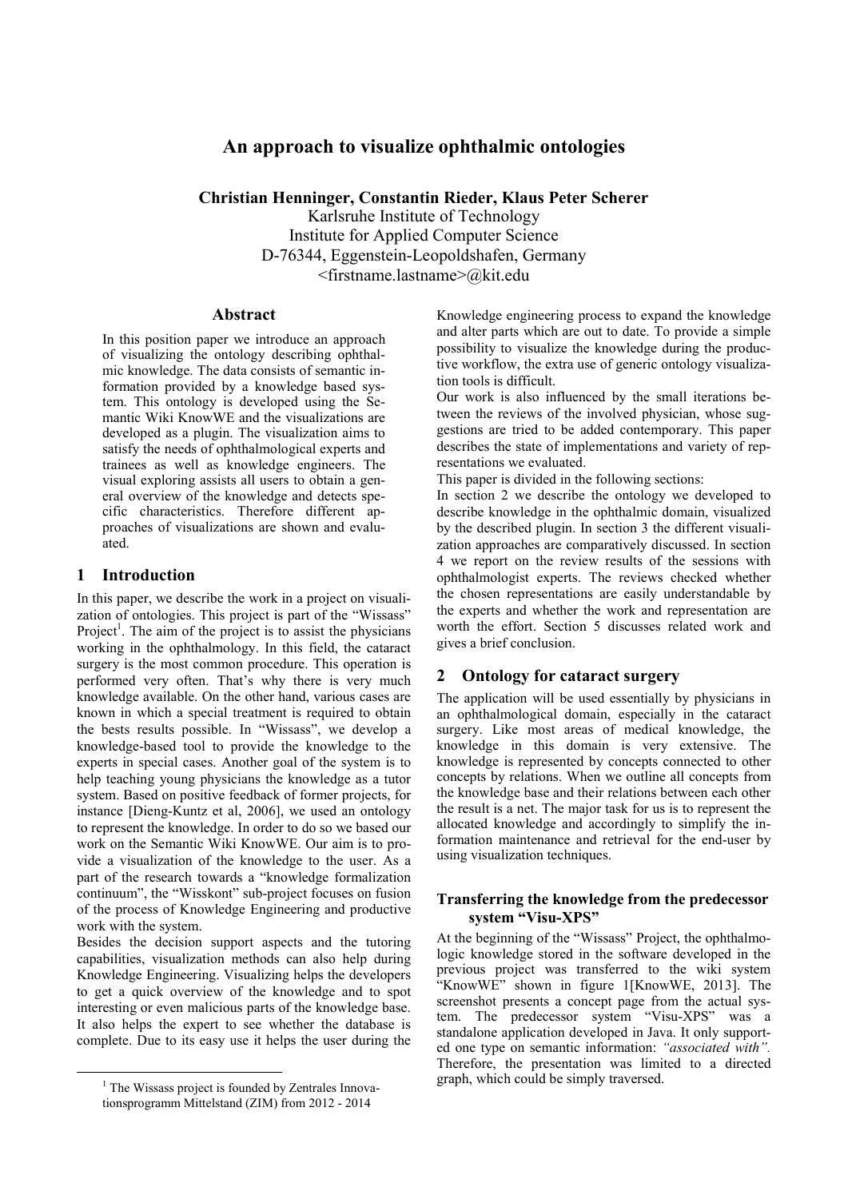# An approach to visualize ophthalmic ontologies

**Christian Henninger, Constantin Rieder, Klaus Peter Scherer**

Karlsruhe Institute of Technology
Institute for Applied Computer Science
D-76344, Eggenstein-Leopoldshafen, Germany
<firstname.lastname>@kit.edu

## Abstract

In this position paper we introduce an approach of visualizing the ontology describing ophthalmic knowledge. The data consists of semantic information provided by a knowledge based system. This ontology is developed using the Semantic Wiki KnowWE and the visualizations are developed as a plugin. The visualization aims to satisfy the needs of ophthalmological experts and trainees as well as knowledge engineers. The visual exploring assists all users to obtain a general overview of the knowledge and detects specific characteristics. Therefore different approaches of visualizations are shown and evaluated.

## 1 Introduction

In this paper, we describe the work in a project on visualization of ontologies. This project is part of the "Wissass" Project[1]. The aim of the project is to assist the physicians working in the ophthalmology. In this field, the cataract surgery is the most common procedure. This operation is performed very often. That's why there is very much knowledge available. On the other hand, various cases are known in which a special treatment is required to obtain the bests results possible. In "Wissass", we develop a knowledge-based tool to provide the knowledge to the experts in special cases. Another goal of the system is to help teaching young physicians the knowledge as a tutor system. Based on positive feedback of former projects, for instance [Dieng-Kuntz et al, 2006], we used an ontology to represent the knowledge. In order to do so we based our work on the Semantic Wiki KnowWE. Our aim is to provide a visualization of the knowledge to the user. As a part of the research towards a "knowledge formalization continuum", the "Wisskont" sub-project focuses on fusion of the process of Knowledge Engineering and productive work with the system.

Besides the decision support aspects and the tutoring capabilities, visualization methods can also help during Knowledge Engineering. Visualizing helps the developers to get a quick overview of the knowledge and to spot interesting or even malicious parts of the knowledge base. It also helps the expert to see whether the database is complete. Due to its easy use it helps the user during the Knowledge engineering process to expand the knowledge and alter parts which are out to date. To provide a simple possibility to visualize the knowledge during the productive workflow, the extra use of generic ontology visualization tools is difficult.

Our work is also influenced by the small iterations between the reviews of the involved physician, whose suggestions are tried to be added contemporary. This paper describes the state of implementations and variety of representations we evaluated.

This paper is divided in the following sections:

In section 2 we describe the ontology we developed to describe knowledge in the ophthalmic domain, visualized by the described plugin. In section 3 the different visualization approaches are comparatively discussed. In section 4 we report on the review results of the sessions with ophthalmologist experts. The reviews checked whether the chosen representations are easily understandable by the experts and whether the work and representation are worth the effort. Section 5 discusses related work and gives a brief conclusion.

## 2 Ontology for cataract surgery

The application will be used essentially by physicians in an ophthalmological domain, especially in the cataract surgery. Like most areas of medical knowledge, the knowledge in this domain is very extensive. The knowledge is represented by concepts connected to other concepts by relations. When we outline all concepts from the knowledge base and their relations between each other the result is a net. The major task for us is to represent the allocated knowledge and accordingly to simplify the information maintenance and retrieval for the end-user by using visualization techniques.

### Transferring the knowledge from the predecessor system "Visu-XPS"

At the beginning of the "Wissass" Project, the ophthalmologic knowledge stored in the software developed in the previous project was transferred to the wiki system "KnowWE" shown in figure 1[KnowWE, 2013]. The screenshot presents a concept page from the actual system. The predecessor system "Visu-XPS" was a standalone application developed in Java. It only supported one type on semantic information: *"associated with"*. Therefore, the presentation was limited to a directed graph, which could be simply traversed.

[1] The Wissass project is founded by Zentrales Innovationsprogramm Mittelstand (ZIM) from 2012 - 2014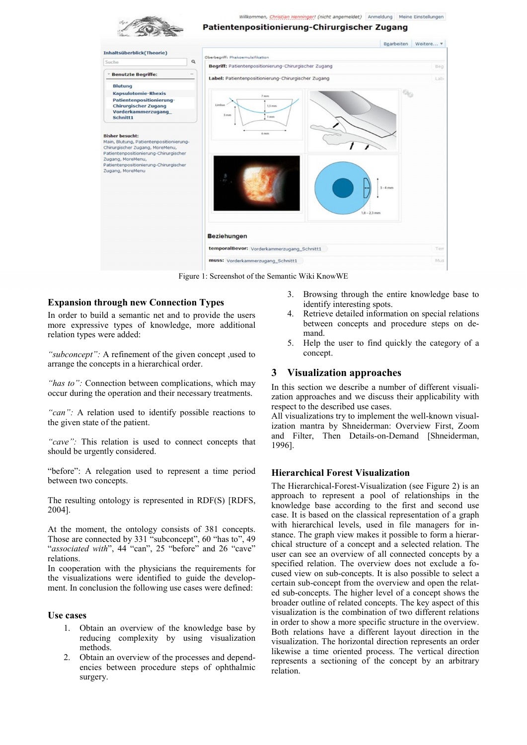Figure 1: Screenshot of the Semantic Wiki KnowWE

## Expansion through new Connection Types

In order to build a semantic net and to provide the users more expressive types of knowledge, more additional relation types were added:

*"subconcept":* A refinement of the given concept ,used to arrange the concepts in a hierarchical order.

*"has to":* Connection between complications, which may occur during the operation and their necessary treatments.

*"can":* A relation used to identify possible reactions to the given state of the patient.

*"cave":* This relation is used to connect concepts that should be urgently considered.

"before": A relegation used to represent a time period between two concepts.

The resulting ontology is represented in RDF(S) [RDFS, 2004].

At the moment, the ontology consists of 381 concepts. Those are connected by 331 "subconcept", 60 "has to", 49 "*associated with*", 44 "can", 25 "before" and 26 "cave" relations.
In cooperation with the physicians the requirements for the visualizations were identified to guide the development. In conclusion the following use cases were defined:

## Use cases

1. Obtain an overview of the knowledge base by reducing complexity by using visualization methods.
2. Obtain an overview of the processes and dependencies between procedure steps of ophthalmic surgery.
3. Browsing through the entire knowledge base to identify interesting spots.
4. Retrieve detailed information on special relations between concepts and procedure steps on demand.
5. Help the user to find quickly the category of a concept.

# 3 Visualization approaches

In this section we describe a number of different visualization approaches and we discuss their applicability with respect to the described use cases.
All visualizations try to implement the well-known visualization mantra by Shneiderman: Overview First, Zoom and Filter, Then Details-on-Demand [Shneiderman, 1996].

## Hierarchical Forest Visualization

The Hierarchical-Forest-Visualization (see Figure 2) is an approach to represent a pool of relationships in the knowledge base according to the first and second use case. It is based on the classical representation of a graph with hierarchical levels, used in file managers for instance. The graph view makes it possible to form a hierarchical structure of a concept and a selected relation. The user can see an overview of all connected concepts by a specified relation. The overview does not exclude a focused view on sub-concepts. It is also possible to select a certain sub-concept from the overview and open the related sub-concepts. The higher level of a concept shows the broader outline of related concepts. The key aspect of this visualization is the combination of two different relations in order to show a more specific structure in the overview. Both relations have a different layout direction in the visualization. The horizontal direction represents an order likewise a time oriented process. The vertical direction represents a sectioning of the concept by an arbitrary relation.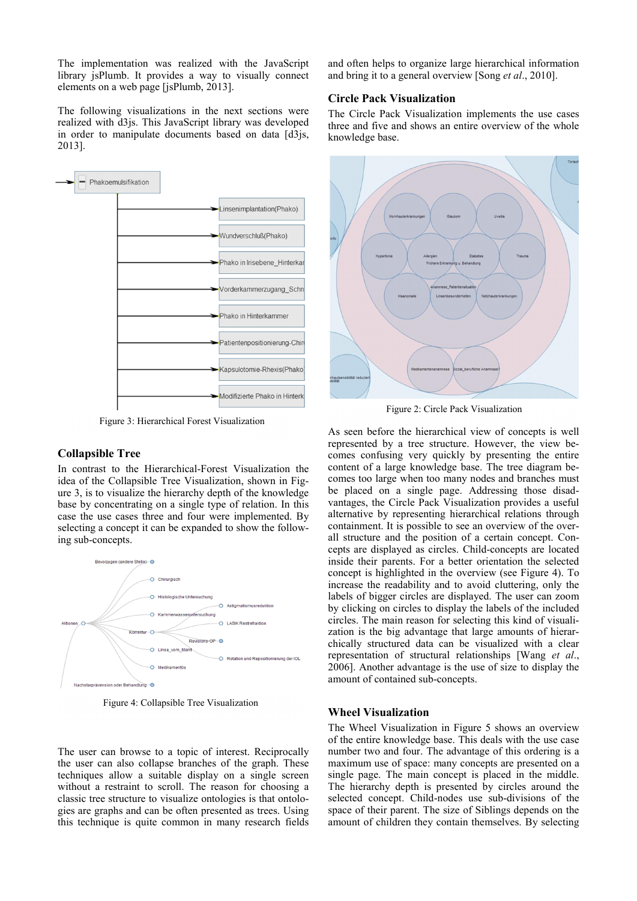The implementation was realized with the JavaScript library jsPlumb. It provides a way to visually connect elements on a web page [jsPlumb, 2013].

The following visualizations in the next sections were realized with d3js. This JavaScript library was developed in order to manipulate documents based on data [d3js, 2013].

Figure 3: Hierarchical Forest Visualization

## Collapsible Tree

In contrast to the Hierarchical-Forest Visualization the idea of the Collapsible Tree Visualization, shown in Figure 3, is to visualize the hierarchy depth of the knowledge base by concentrating on a single type of relation. In this case the use cases three and four were implemented. By selecting a concept it can be expanded to show the following sub-concepts.

Figure 4: Collapsible Tree Visualization

The user can browse to a topic of interest. Reciprocally the user can also collapse branches of the graph. These techniques allow a suitable display on a single screen without a restraint to scroll. The reason for choosing a classic tree structure to visualize ontologies is that ontologies are graphs and can be often presented as trees. Using this technique is quite common in many research fields and often helps to organize large hierarchical information and bring it to a general overview [Song *et al*., 2010].

## Circle Pack Visualization

The Circle Pack Visualization implements the use cases three and five and shows an entire overview of the whole knowledge base.

Figure 2: Circle Pack Visualization

As seen before the hierarchical view of concepts is well represented by a tree structure. However, the view becomes confusing very quickly by presenting the entire content of a large knowledge base. The tree diagram becomes too large when too many nodes and branches must be placed on a single page. Addressing those disadvantages, the Circle Pack Visualization provides a useful alternative by representing hierarchical relations through containment. It is possible to see an overview of the overall structure and the position of a certain concept. Concepts are displayed as circles. Child-concepts are located inside their parents. For a better orientation the selected concept is highlighted in the overview (see Figure 4). To increase the readability and to avoid cluttering, only the labels of bigger circles are displayed. The user can zoom by clicking on circles to display the labels of the included circles. The main reason for selecting this kind of visualization is the big advantage that large amounts of hierarchically structured data can be visualized with a clear representation of structural relationships [Wang *et al*., 2006]. Another advantage is the use of size to display the amount of contained sub-concepts.

## Wheel Visualization

The Wheel Visualization in Figure 5 shows an overview of the entire knowledge base. This deals with the use case number two and four. The advantage of this ordering is a maximum use of space: many concepts are presented on a single page. The main concept is placed in the middle. The hierarchy depth is presented by circles around the selected concept. Child-nodes use sub-divisions of the space of their parent. The size of Siblings depends on the amount of children they contain themselves. By selecting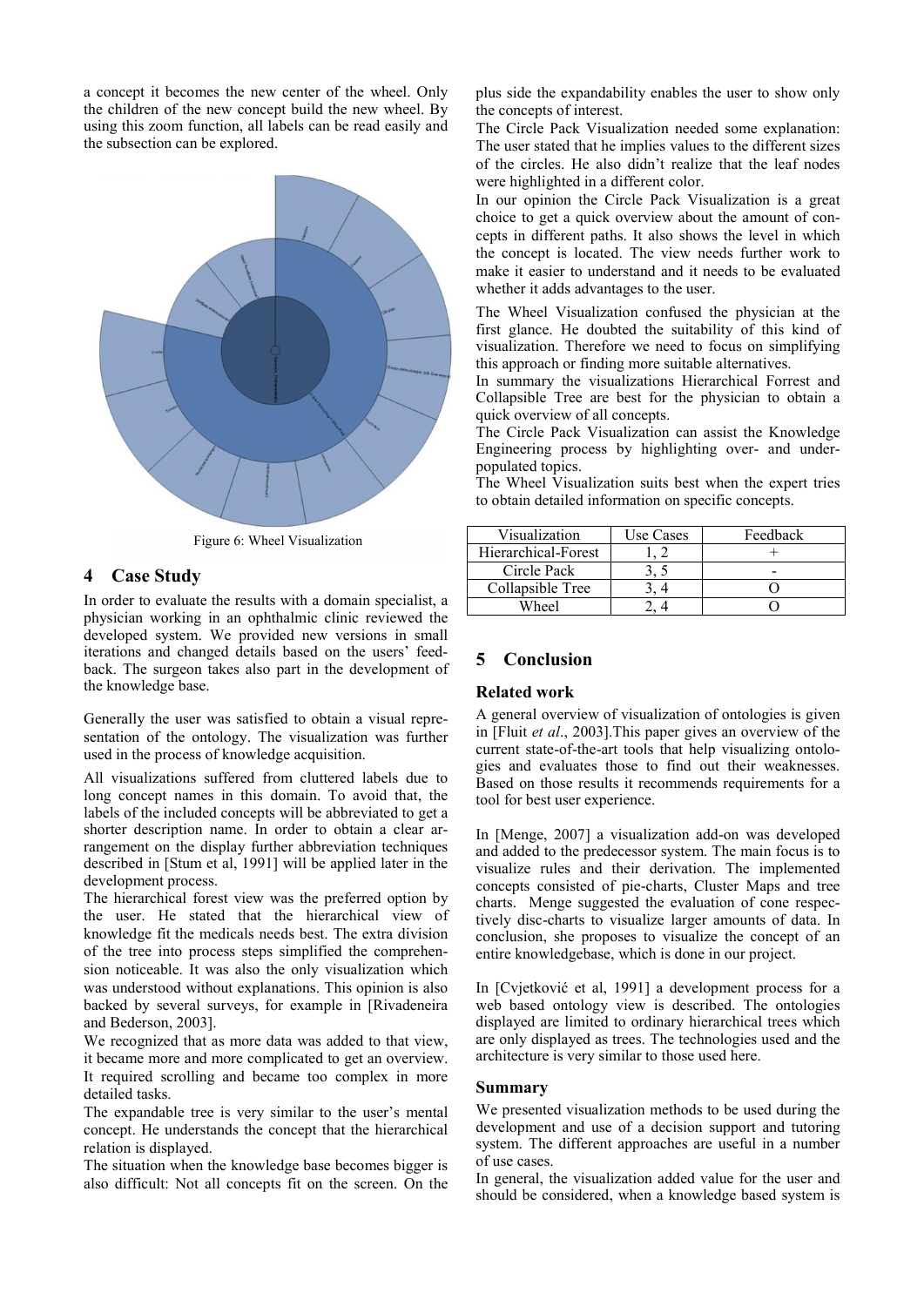a concept it becomes the new center of the wheel. Only the children of the new concept build the new wheel. By using this zoom function, all labels can be read easily and the subsection can be explored.

Figure 6: Wheel Visualization

## 4 Case Study

In order to evaluate the results with a domain specialist, a physician working in an ophthalmic clinic reviewed the developed system. We provided new versions in small iterations and changed details based on the users' feedback. The surgeon takes also part in the development of the knowledge base.

Generally the user was satisfied to obtain a visual representation of the ontology. The visualization was further used in the process of knowledge acquisition.

All visualizations suffered from cluttered labels due to long concept names in this domain. To avoid that, the labels of the included concepts will be abbreviated to get a shorter description name. In order to obtain a clear arrangement on the display further abbreviation techniques described in [Stum et al, 1991] will be applied later in the development process.

The hierarchical forest view was the preferred option by the user. He stated that the hierarchical view of knowledge fit the medicals needs best. The extra division of the tree into process steps simplified the comprehension noticeable. It was also the only visualization which was understood without explanations. This opinion is also backed by several surveys, for example in [Rivadeneira and Bederson, 2003].

We recognized that as more data was added to that view, it became more and more complicated to get an overview. It required scrolling and became too complex in more detailed tasks.

The expandable tree is very similar to the user's mental concept. He understands the concept that the hierarchical relation is displayed.

The situation when the knowledge base becomes bigger is also difficult: Not all concepts fit on the screen. On the plus side the expandability enables the user to show only the concepts of interest.

The Circle Pack Visualization needed some explanation: The user stated that he implies values to the different sizes of the circles. He also didn't realize that the leaf nodes were highlighted in a different color.

In our opinion the Circle Pack Visualization is a great choice to get a quick overview about the amount of concepts in different paths. It also shows the level in which the concept is located. The view needs further work to make it easier to understand and it needs to be evaluated whether it adds advantages to the user.

The Wheel Visualization confused the physician at the first glance. He doubted the suitability of this kind of visualization. Therefore we need to focus on simplifying this approach or finding more suitable alternatives.

In summary the visualizations Hierarchical Forrest and Collapsible Tree are best for the physician to obtain a quick overview of all concepts.

The Circle Pack Visualization can assist the Knowledge Engineering process by highlighting over- and under-populated topics.

The Wheel Visualization suits best when the expert tries to obtain detailed information on specific concepts.

| Visualization | Use Cases | Feedback |
|---|---|---|
| Hierarchical-Forest | 1, 2 | + |
| Circle Pack | 3, 5 | - |
| Collapsible Tree | 3, 4 | O |
| Wheel | 2, 4 | O |

## 5 Conclusion

### Related work

A general overview of visualization of ontologies is given in [Fluit *et al*., 2003].This paper gives an overview of the current state-of-the-art tools that help visualizing ontologies and evaluates those to find out their weaknesses. Based on those results it recommends requirements for a tool for best user experience.

In [Menge, 2007] a visualization add-on was developed and added to the predecessor system. The main focus is to visualize rules and their derivation. The implemented concepts consisted of pie-charts, Cluster Maps and tree charts. Menge suggested the evaluation of cone respectively disc-charts to visualize larger amounts of data. In conclusion, she proposes to visualize the concept of an entire knowledgebase, which is done in our project.

In [Cvjetković et al, 1991] a development process for a web based ontology view is described. The ontologies displayed are limited to ordinary hierarchical trees which are only displayed as trees. The technologies used and the architecture is very similar to those used here.

### Summary

We presented visualization methods to be used during the development and use of a decision support and tutoring system. The different approaches are useful in a number of use cases.

In general, the visualization added value for the user and should be considered, when a knowledge based system is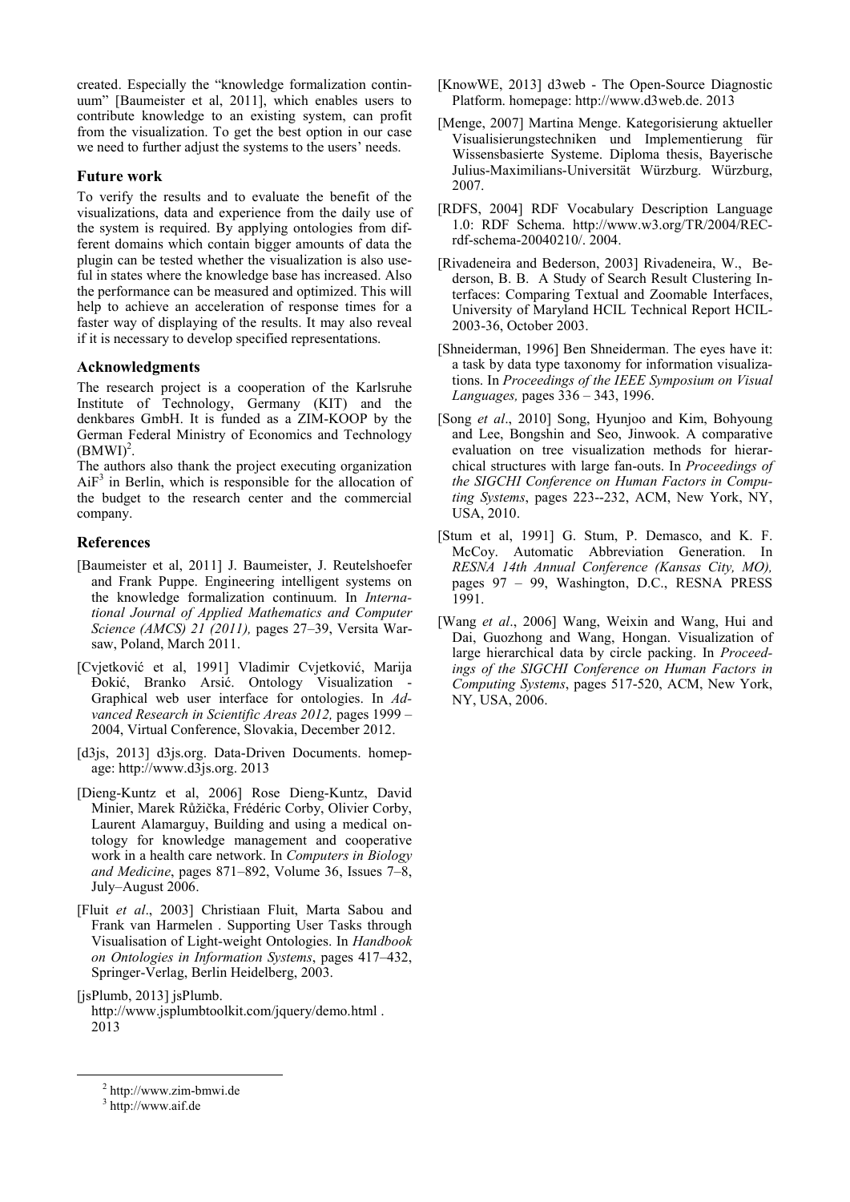created. Especially the "knowledge formalization continuum" [Baumeister et al, 2011], which enables users to contribute knowledge to an existing system, can profit from the visualization. To get the best option in our case we need to further adjust the systems to the users' needs.

### Future work

To verify the results and to evaluate the benefit of the visualizations, data and experience from the daily use of the system is required. By applying ontologies from different domains which contain bigger amounts of data the plugin can be tested whether the visualization is also useful in states where the knowledge base has increased. Also the performance can be measured and optimized. This will help to achieve an acceleration of response times for a faster way of displaying of the results. It may also reveal if it is necessary to develop specified representations.

### Acknowledgments

The research project is a cooperation of the Karlsruhe Institute of Technology, Germany (KIT) and the denkbares GmbH. It is funded as a ZIM-KOOP by the German Federal Ministry of Economics and Technology (BMWI)[2].

The authors also thank the project executing organization AiF[3] in Berlin, which is responsible for the allocation of the budget to the research center and the commercial company.

### References

[Baumeister et al, 2011] J. Baumeister, J. Reutelshoefer and Frank Puppe. Engineering intelligent systems on the knowledge formalization continuum. In *International Journal of Applied Mathematics and Computer Science (AMCS) 21 (2011),* pages 27–39, Versita Warsaw, Poland, March 2011.

[Cvjetković et al, 1991] Vladimir Cvjetković, Marija Đokić, Branko Arsić. Ontology Visualization - Graphical web user interface for ontologies. In *Advanced Research in Scientific Areas 2012,* pages 1999 – 2004, Virtual Conference, Slovakia, December 2012.

[d3js, 2013] d3js.org. Data-Driven Documents. homepage: http://www.d3js.org. 2013

[Dieng-Kuntz et al, 2006] Rose Dieng-Kuntz, David Minier, Marek Růžička, Frédéric Corby, Olivier Corby, Laurent Alamarguy, Building and using a medical ontology for knowledge management and cooperative work in a health care network. In *Computers in Biology and Medicine*, pages 871–892, Volume 36, Issues 7–8, July–August 2006.

[Fluit *et al*., 2003] Christiaan Fluit, Marta Sabou and Frank van Harmelen . Supporting User Tasks through Visualisation of Light-weight Ontologies. In *Handbook on Ontologies in Information Systems*, pages 417–432, Springer-Verlag, Berlin Heidelberg, 2003.

[jsPlumb, 2013] jsPlumb. http://www.jsplumbtoolkit.com/jquery/demo.html . 2013

[KnowWE, 2013] d3web - The Open-Source Diagnostic Platform. homepage: http://www.d3web.de. 2013

[Menge, 2007] Martina Menge. Kategorisierung aktueller Visualisierungstechniken und Implementierung für Wissensbasierte Systeme. Diploma thesis, Bayerische Julius-Maximilians-Universität Würzburg. Würzburg, 2007.

[RDFS, 2004] RDF Vocabulary Description Language 1.0: RDF Schema. http://www.w3.org/TR/2004/REC-rdf-schema-20040210/. 2004.

[Rivadeneira and Bederson, 2003] Rivadeneira, W., Bederson, B. B. A Study of Search Result Clustering Interfaces: Comparing Textual and Zoomable Interfaces, University of Maryland HCIL Technical Report HCIL-2003-36, October 2003.

[Shneiderman, 1996] Ben Shneiderman. The eyes have it: a task by data type taxonomy for information visualizations. In *Proceedings of the IEEE Symposium on Visual Languages,* pages 336 – 343, 1996.

[Song *et al*., 2010] Song, Hyunjoo and Kim, Bohyoung and Lee, Bongshin and Seo, Jinwook. A comparative evaluation on tree visualization methods for hierarchical structures with large fan-outs. In *Proceedings of the SIGCHI Conference on Human Factors in Computing Systems*, pages 223--232, ACM, New York, NY, USA, 2010.

[Stum et al, 1991] G. Stum, P. Demasco, and K. F. McCoy. Automatic Abbreviation Generation. In *RESNA 14th Annual Conference (Kansas City, MO),* pages 97 – 99, Washington, D.C., RESNA PRESS 1991.

[Wang *et al*., 2006] Wang, Weixin and Wang, Hui and Dai, Guozhong and Wang, Hongan. Visualization of large hierarchical data by circle packing. In *Proceedings of the SIGCHI Conference on Human Factors in Computing Systems*, pages 517-520, ACM, New York, NY, USA, 2006.

---

[2] http://www.zim-bmwi.de

[3] http://www.aif.de